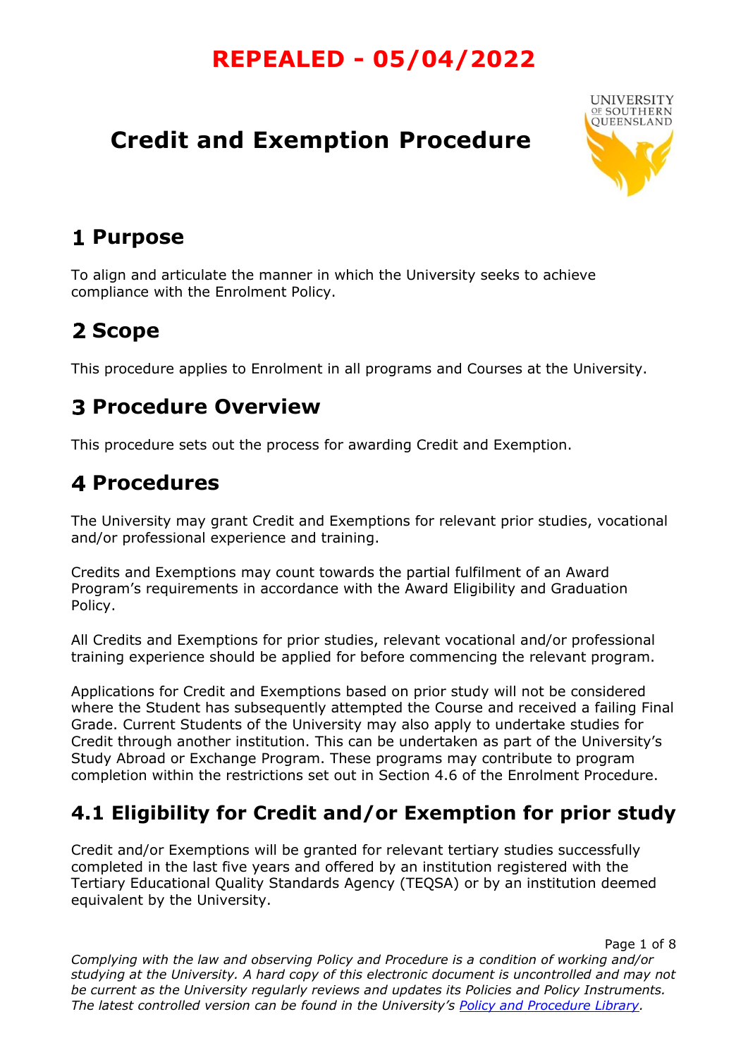**REPEALED - 05/04/2022**

# Credit and Exemption Procedure

## 1 Purpose

To align and articulate the manner in which the University seeks to achieve compliance with the Enrolment Policy.

## 2 Scope

This procedure applies to Enrolment in all programs and Courses at the University.

## 3 Procedure Overview

This procedure sets out the process for awarding Credit and Exemption.

## 4 Procedures

The University may grant Credit and Exemptions for relevant prior studies, vocational and/or professional experience and training.

Credits and Exemptions may count towards the partial fulfilment of an Award Program's requirements in accordance with the Award Eligibility and Graduation Policy.

All Credits and Exemptions for prior studies, relevant vocational and/or professional training experience should be applied for before commencing the relevant program.

Applications for Credit and Exemptions based on prior study will not be considered where the Student has subsequently attempted the Course and received a failing Final Grade. Current Students of the University may also apply to undertake studies for Credit through another institution. This can be undertaken as part of the University's Study Abroad or Exchange Program. These programs may contribute to program completion within the restrictions set out in Section 4.6 of the Enrolment Procedure.

## 4.1 Eligibility for Credit and/or Exemption for prior study

Credit and/or Exemptions will be granted for relevant tertiary studies successfully completed in the last five years and offered by an institution registered with the Tertiary Educational Quality Standards Agency (TEQSA) or by an institution deemed equivalent by the University.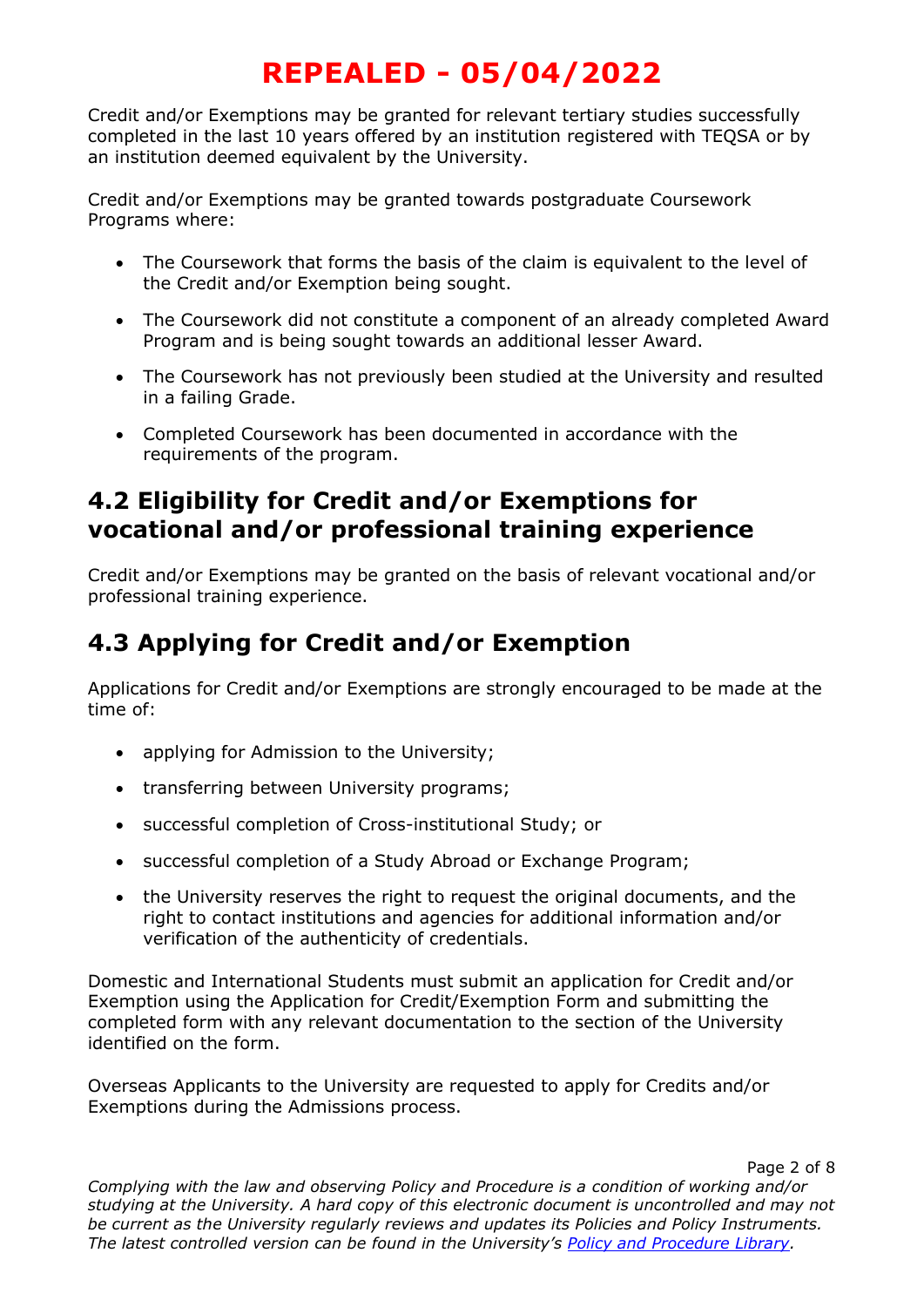**REPEALED - 05/04/2022**

Credit and/or Exemptions may be granted for relevant tertiary studies successfully completed in the last 10 years offered by an institution registered with TEQSA or by an institution deemed equivalent by the University.

Credit and/or Exemptions may be granted towards postgraduate Coursework Programs where:

- The Coursework that forms the basis of the claim is equivalent to the level of the Credit and/or Exemption being sought.
- The Coursework did not constitute a component of an already completed Award Program and is being sought towards an additional lesser Award.
- The Coursework has not previously been studied at the University and resulted in a failing Grade.
- Completed Coursework has been documented in accordance with the requirements of the program.

## 4.2 Eligibility for Credit and/or Exemptions for vocational and/or professional training experience

Credit and/or Exemptions may be granted on the basis of relevant vocational and/or professional training experience.

## 4.3 Applying for Credit and/or Exemption

Applications for Credit and/or Exemptions are strongly encouraged to be made at the time of:

- applying for Admission to the University;
- transferring between University programs;
- successful completion of Cross-institutional Study; or
- successful completion of a Study Abroad or Exchange Program;
- the University reserves the right to request the original documents, and the right to contact institutions and agencies for additional information and/or verification of the authenticity of credentials.

Domestic and International Students must submit an application for Credit and/or Exemption using the Application for Credit/Exemption Form and submitting the completed form with any relevant documentation to the section of the University identified on the form.

Overseas Applicants to the University are requested to apply for Credits and/or Exemptions during the Admissions process.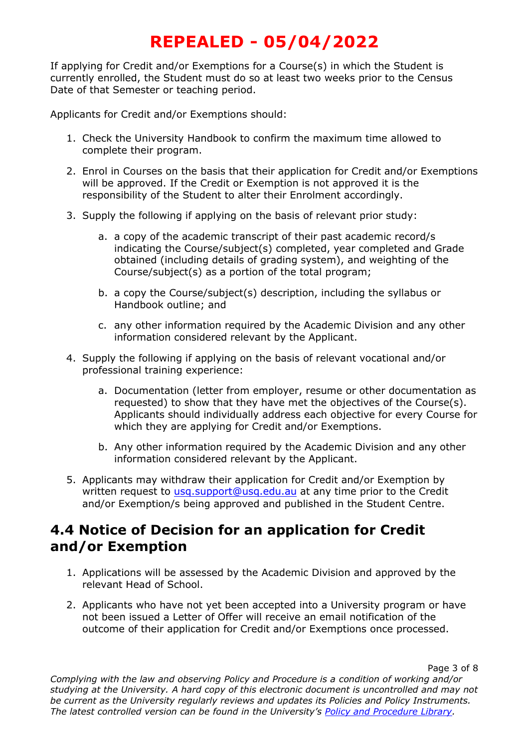# REPEALED - 05/04/2022

If applying for Credit and/or Exemptions for a Course(s) in which the Student is currently enrolled, the Student must do so at least two weeks prior to the Census Date of that Semester or teaching period.

Applicants for Credit and/or Exemptions should:

1. Check the University Handbook to confirm the maximum time allowed to complete their program.
2. Enrol in Courses on the basis that their application for Credit and/or Exemptions will be approved. If the Credit or Exemption is not approved it is the responsibility of the Student to alter their Enrolment accordingly.
3. Supply the following if applying on the basis of relevant prior study:
   a. a copy of the academic transcript of their past academic record/s indicating the Course/subject(s) completed, year completed and Grade obtained (including details of grading system), and weighting of the Course/subject(s) as a portion of the total program;
   b. a copy the Course/subject(s) description, including the syllabus or Handbook outline; and
   c. any other information required by the Academic Division and any other information considered relevant by the Applicant.
4. Supply the following if applying on the basis of relevant vocational and/or professional training experience:
   a. Documentation (letter from employer, resume or other documentation as requested) to show that they have met the objectives of the Course(s). Applicants should individually address each objective for every Course for which they are applying for Credit and/or Exemptions.
   b. Any other information required by the Academic Division and any other information considered relevant by the Applicant.
5. Applicants may withdraw their application for Credit and/or Exemption by written request to [usq.support@usq.edu.au](mailto:usq.support@usq.edu.au) at any time prior to the Credit and/or Exemption/s being approved and published in the Student Centre.

## 4.4 Notice of Decision for an application for Credit and/or Exemption

1. Applications will be assessed by the Academic Division and approved by the relevant Head of School.
2. Applicants who have not yet been accepted into a University program or have not been issued a Letter of Offer will receive an email notification of the outcome of their application for Credit and/or Exemptions once processed.

*Complying with the law and observing Policy and Procedure is a condition of working and/or studying at the University. A hard copy of this electronic document is uncontrolled and may not be current as the University regularly reviews and updates its Policies and Policy Instruments. The latest controlled version can be found in the University's Policy and Procedure Library.*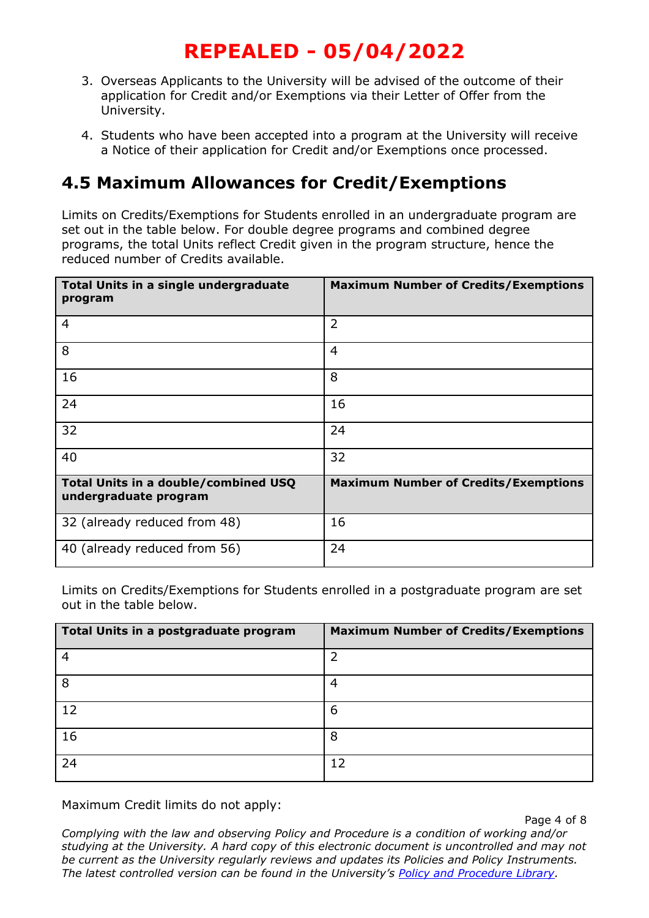# REPEALED - 05/04/2022

3. Overseas Applicants to the University will be advised of the outcome of their application for Credit and/or Exemptions via their Letter of Offer from the University.

4. Students who have been accepted into a program at the University will receive a Notice of their application for Credit and/or Exemptions once processed.

## 4.5 Maximum Allowances for Credit/Exemptions

Limits on Credits/Exemptions for Students enrolled in an undergraduate program are set out in the table below. For double degree programs and combined degree programs, the total Units reflect Credit given in the program structure, hence the reduced number of Credits available.

| Total Units in a single undergraduate program | Maximum Number of Credits/Exemptions |
|---|---|
| 4 | 2 |
| 8 | 4 |
| 16 | 8 |
| 24 | 16 |
| 32 | 24 |
| 40 | 32 |
| **Total Units in a double/combined USQ undergraduate program** | **Maximum Number of Credits/Exemptions** |
| 32 (already reduced from 48) | 16 |
| 40 (already reduced from 56) | 24 |

Limits on Credits/Exemptions for Students enrolled in a postgraduate program are set out in the table below.

| Total Units in a postgraduate program | Maximum Number of Credits/Exemptions |
|---|---|
| 4 | 2 |
| 8 | 4 |
| 12 | 6 |
| 16 | 8 |
| 24 | 12 |

Maximum Credit limits do not apply:

*Complying with the law and observing Policy and Procedure is a condition of working and/or studying at the University. A hard copy of this electronic document is uncontrolled and may not be current as the University regularly reviews and updates its Policies and Policy Instruments. The latest controlled version can be found in the University's Policy and Procedure Library.*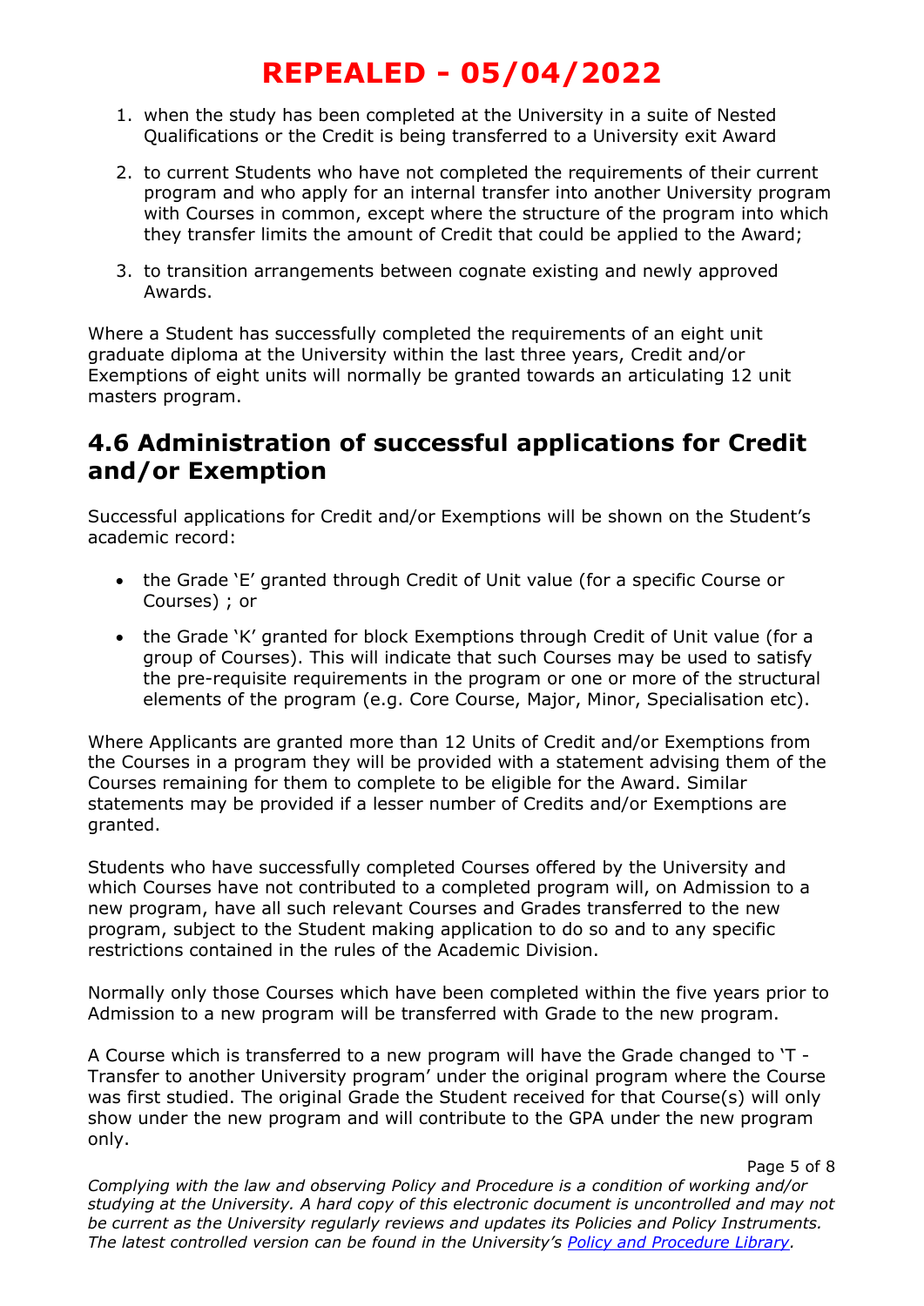**REPEALED - 05/04/2022**

1. when the study has been completed at the University in a suite of Nested Qualifications or the Credit is being transferred to a University exit Award
2. to current Students who have not completed the requirements of their current program and who apply for an internal transfer into another University program with Courses in common, except where the structure of the program into which they transfer limits the amount of Credit that could be applied to the Award;
3. to transition arrangements between cognate existing and newly approved Awards.

Where a Student has successfully completed the requirements of an eight unit graduate diploma at the University within the last three years, Credit and/or Exemptions of eight units will normally be granted towards an articulating 12 unit masters program.

## 4.6 Administration of successful applications for Credit and/or Exemption

Successful applications for Credit and/or Exemptions will be shown on the Student's academic record:

- the Grade 'E' granted through Credit of Unit value (for a specific Course or Courses) ; or
- the Grade 'K' granted for block Exemptions through Credit of Unit value (for a group of Courses). This will indicate that such Courses may be used to satisfy the pre-requisite requirements in the program or one or more of the structural elements of the program (e.g. Core Course, Major, Minor, Specialisation etc).

Where Applicants are granted more than 12 Units of Credit and/or Exemptions from the Courses in a program they will be provided with a statement advising them of the Courses remaining for them to complete to be eligible for the Award. Similar statements may be provided if a lesser number of Credits and/or Exemptions are granted.

Students who have successfully completed Courses offered by the University and which Courses have not contributed to a completed program will, on Admission to a new program, have all such relevant Courses and Grades transferred to the new program, subject to the Student making application to do so and to any specific restrictions contained in the rules of the Academic Division.

Normally only those Courses which have been completed within the five years prior to Admission to a new program will be transferred with Grade to the new program.

A Course which is transferred to a new program will have the Grade changed to 'T - Transfer to another University program' under the original program where the Course was first studied. The original Grade the Student received for that Course(s) will only show under the new program and will contribute to the GPA under the new program only.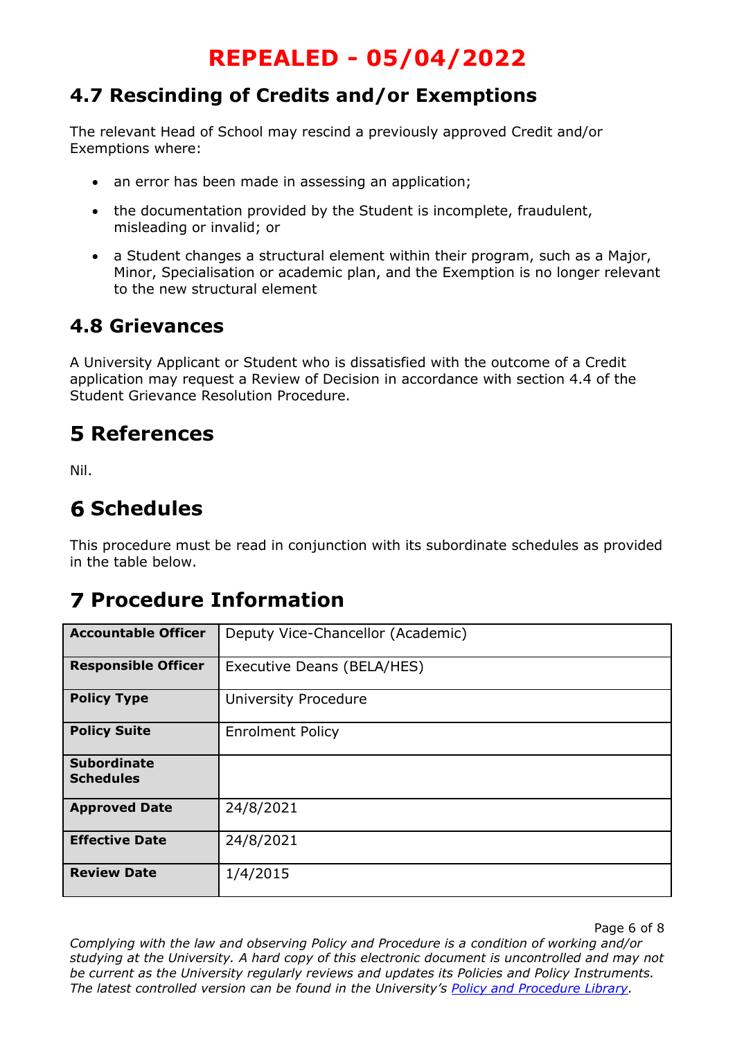# REPEALED - 05/04/2022

## 4.7 Rescinding of Credits and/or Exemptions

The relevant Head of School may rescind a previously approved Credit and/or Exemptions where:

- an error has been made in assessing an application;
- the documentation provided by the Student is incomplete, fraudulent, misleading or invalid; or
- a Student changes a structural element within their program, such as a Major, Minor, Specialisation or academic plan, and the Exemption is no longer relevant to the new structural element

## 4.8 Grievances

A University Applicant or Student who is dissatisfied with the outcome of a Credit application may request a Review of Decision in accordance with section 4.4 of the Student Grievance Resolution Procedure.

# 5 References

Nil.

# 6 Schedules

This procedure must be read in conjunction with its subordinate schedules as provided in the table below.

# 7 Procedure Information

| | |
|---|---|
| **Accountable Officer** | Deputy Vice-Chancellor (Academic) |
| **Responsible Officer** | Executive Deans (BELA/HES) |
| **Policy Type** | University Procedure |
| **Policy Suite** | Enrolment Policy |
| **Subordinate Schedules** | |
| **Approved Date** | 24/8/2021 |
| **Effective Date** | 24/8/2021 |
| **Review Date** | 1/4/2015 |

*Complying with the law and observing Policy and Procedure is a condition of working and/or studying at the University. A hard copy of this electronic document is uncontrolled and may not be current as the University regularly reviews and updates its Policies and Policy Instruments. The latest controlled version can be found in the University's Policy and Procedure Library.*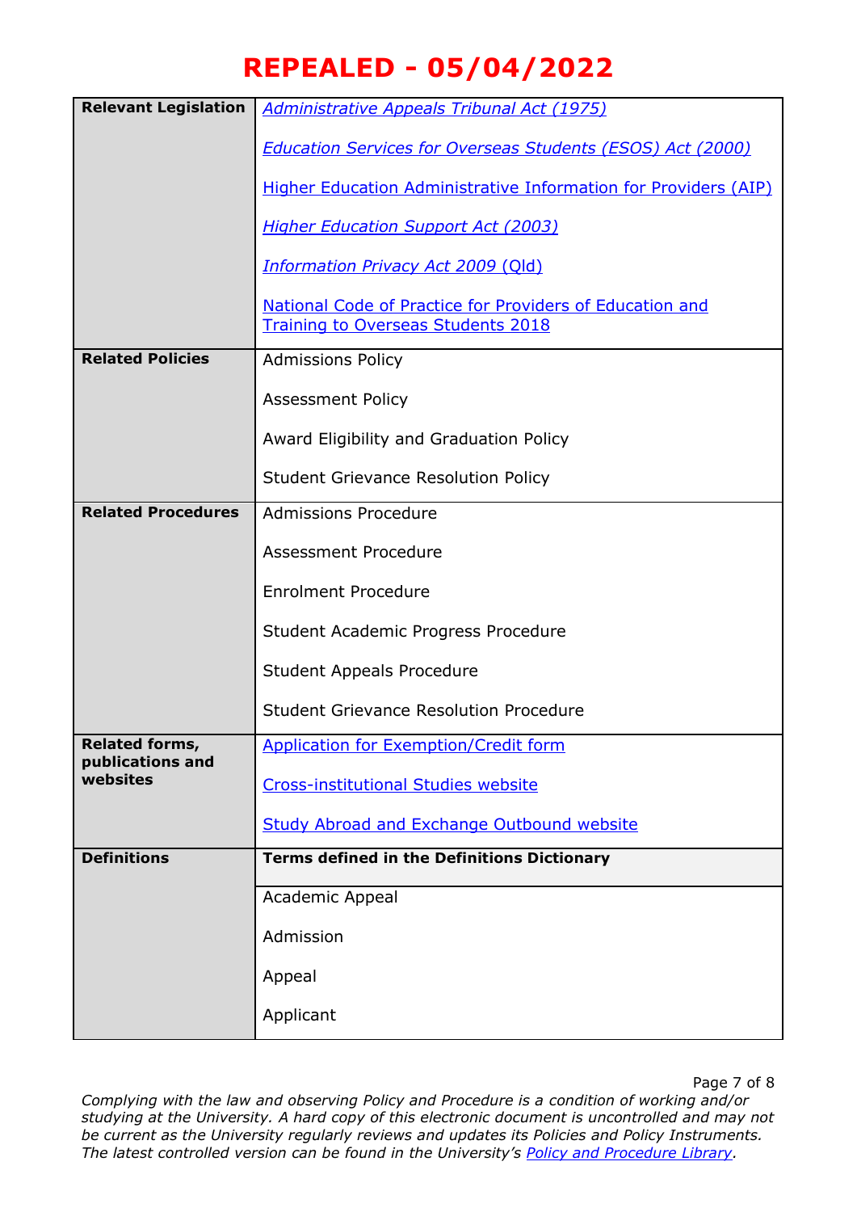# REPEALED - 05/04/2022

| | |
|---|---|
| **Relevant Legislation** | *Administrative Appeals Tribunal Act (1975)*<br><br>*Education Services for Overseas Students (ESOS) Act (2000)*<br><br>Higher Education Administrative Information for Providers (AIP)<br><br>*Higher Education Support Act (2003)*<br><br>*Information Privacy Act 2009* (Qld)<br><br>National Code of Practice for Providers of Education and Training to Overseas Students 2018 |
| **Related Policies** | Admissions Policy<br><br>Assessment Policy<br><br>Award Eligibility and Graduation Policy<br><br>Student Grievance Resolution Policy |
| **Related Procedures** | Admissions Procedure<br><br>Assessment Procedure<br><br>Enrolment Procedure<br><br>Student Academic Progress Procedure<br><br>Student Appeals Procedure<br><br>Student Grievance Resolution Procedure |
| **Related forms, publications and websites** | Application for Exemption/Credit form<br><br>Cross-institutional Studies website<br><br>Study Abroad and Exchange Outbound website |
| **Definitions** | **Terms defined in the Definitions Dictionary** |
| | Academic Appeal<br><br>Admission<br><br>Appeal<br><br>Applicant |

*Complying with the law and observing Policy and Procedure is a condition of working and/or studying at the University. A hard copy of this electronic document is uncontrolled and may not be current as the University regularly reviews and updates its Policies and Policy Instruments. The latest controlled version can be found in the University's Policy and Procedure Library.*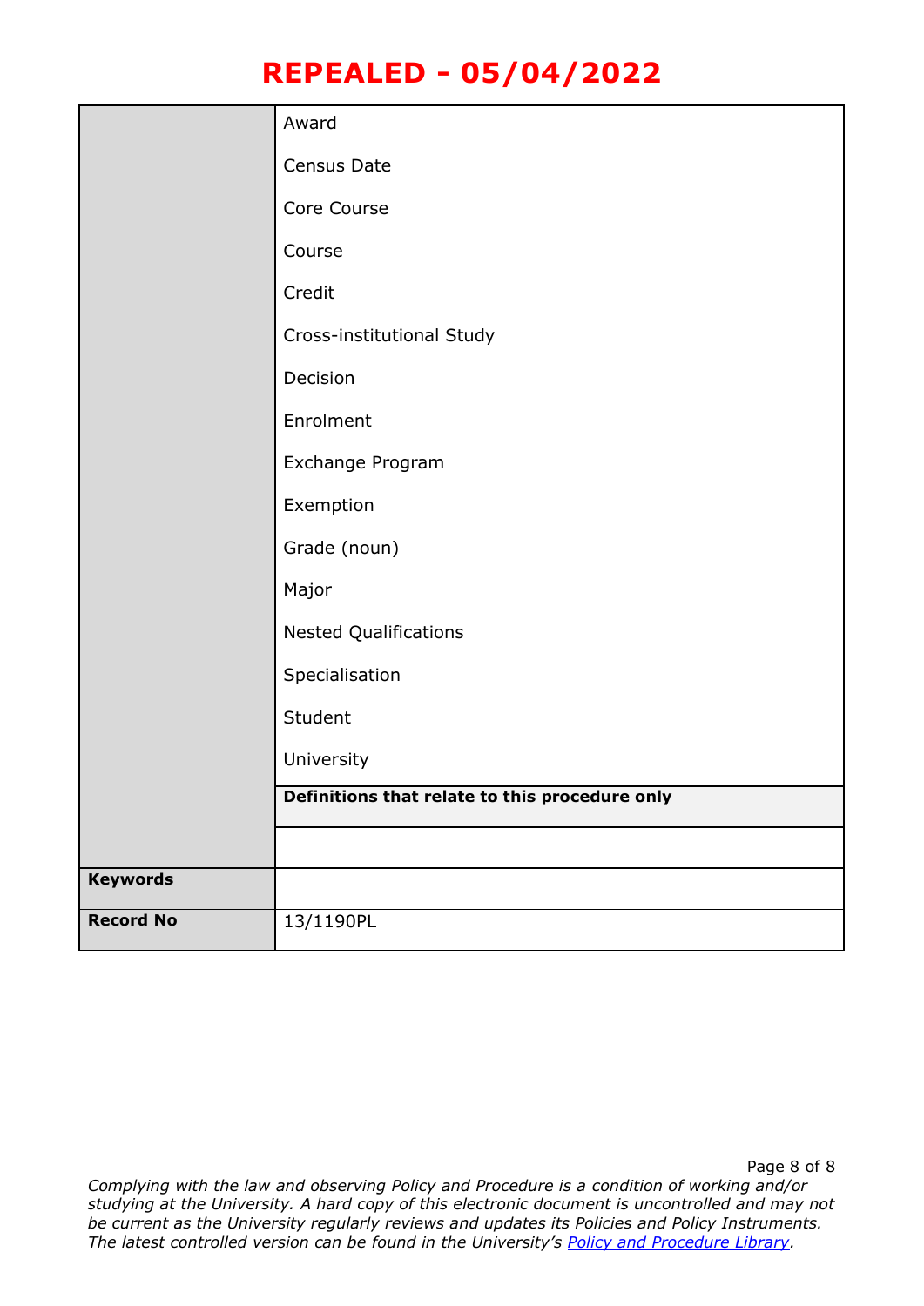# REPEALED - 05/04/2022

| | |
|---|---|
| | Award<br><br>Census Date<br><br>Core Course<br><br>Course<br><br>Credit<br><br>Cross-institutional Study<br><br>Decision<br><br>Enrolment<br><br>Exchange Program<br><br>Exemption<br><br>Grade (noun)<br><br>Major<br><br>Nested Qualifications<br><br>Specialisation<br><br>Student<br><br>University |
| | **Definitions that relate to this procedure only** |
| | |
| **Keywords** | |
| **Record No** | 13/1190PL |

*Complying with the law and observing Policy and Procedure is a condition of working and/or studying at the University. A hard copy of this electronic document is uncontrolled and may not be current as the University regularly reviews and updates its Policies and Policy Instruments. The latest controlled version can be found in the University's Policy and Procedure Library.*